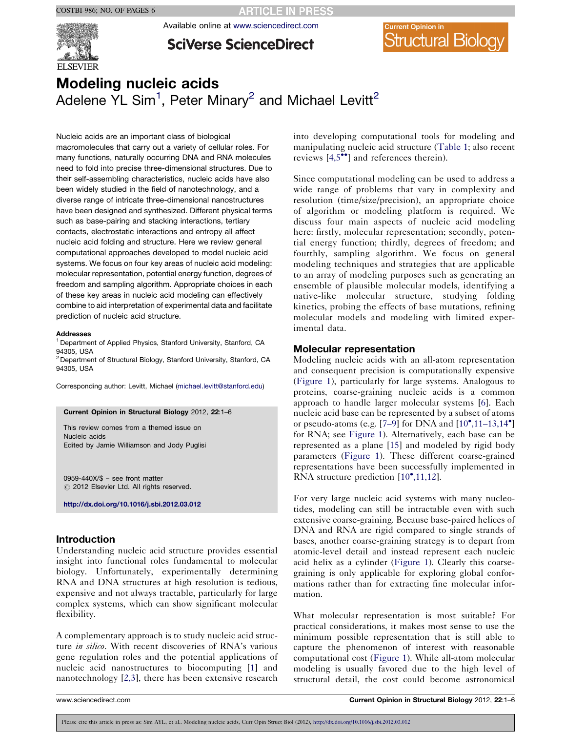# Modeling nucleic acids

Adelene YL Sim[1], Peter Minary[2] and Michael Levitt[2]

Nucleic acids are an important class of biological macromolecules that carry out a variety of cellular roles. For many functions, naturally occurring DNA and RNA molecules need to fold into precise three-dimensional structures. Due to their self-assembling characteristics, nucleic acids have also been widely studied in the field of nanotechnology, and a diverse range of intricate three-dimensional nanostructures have been designed and synthesized. Different physical terms such as base-pairing and stacking interactions, tertiary contacts, electrostatic interactions and entropy all affect nucleic acid folding and structure. Here we review general computational approaches developed to model nucleic acid systems. We focus on four key areas of nucleic acid modeling: molecular representation, potential energy function, degrees of freedom and sampling algorithm. Appropriate choices in each of these key areas in nucleic acid modeling can effectively combine to aid interpretation of experimental data and facilitate prediction of nucleic acid structure.

**Addresses**

[1] Department of Applied Physics, Stanford University, Stanford, CA 94305, USA

[2] Department of Structural Biology, Stanford University, Stanford, CA 94305, USA

Corresponding author: Levitt, Michael (michael.levitt@stanford.edu)

**Current Opinion in Structural Biology** 2012, **22**:1–6

This review comes from a themed issue on Nucleic acids
Edited by Jamie Williamson and Jody Puglisi

0959-440X/$ – see front matter
© 2012 Elsevier Ltd. All rights reserved.

**http://dx.doi.org/10.1016/j.sbi.2012.03.012**

## Introduction

Understanding nucleic acid structure provides essential insight into functional roles fundamental to molecular biology. Unfortunately, experimentally determining RNA and DNA structures at high resolution is tedious, expensive and not always tractable, particularly for large complex systems, which can show significant molecular flexibility.

A complementary approach is to study nucleic acid structure *in silico*. With recent discoveries of RNA's various gene regulation roles and the potential applications of nucleic acid nanostructures to biocomputing [1] and nanotechnology [2,3], there has been extensive research into developing computational tools for modeling and manipulating nucleic acid structure (Table 1; also recent reviews [4,5••] and references therein).

Since computational modeling can be used to address a wide range of problems that vary in complexity and resolution (time/size/precision), an appropriate choice of algorithm or modeling platform is required. We discuss four main aspects of nucleic acid modeling here: firstly, molecular representation; secondly, potential energy function; thirdly, degrees of freedom; and fourthly, sampling algorithm. We focus on general modeling techniques and strategies that are applicable to an array of modeling purposes such as generating an ensemble of plausible molecular models, identifying a native-like molecular structure, studying folding kinetics, probing the effects of base mutations, refining molecular models and modeling with limited experimental data.

## Molecular representation

Modeling nucleic acids with an all-atom representation and consequent precision is computationally expensive (Figure 1), particularly for large systems. Analogous to proteins, coarse-graining nucleic acids is a common approach to handle larger molecular systems [6]. Each nucleic acid base can be represented by a subset of atoms or pseudo-atoms (e.g. [7–9] for DNA and [10•,11–13,14•] for RNA; see Figure 1). Alternatively, each base can be represented as a plane [15] and modeled by rigid body parameters (Figure 1). These different coarse-grained representations have been successfully implemented in RNA structure prediction [10•,11,12].

For very large nucleic acid systems with many nucleotides, modeling can still be intractable even with such extensive coarse-graining. Because base-paired helices of DNA and RNA are rigid compared to single strands of bases, another coarse-graining strategy is to depart from atomic-level detail and instead represent each nucleic acid helix as a cylinder (Figure 1). Clearly this coarse-graining is only applicable for exploring global conformations rather than for extracting fine molecular information.

What molecular representation is most suitable? For practical considerations, it makes most sense to use the minimum possible representation that is still able to capture the phenomenon of interest with reasonable computational cost (Figure 1). While all-atom molecular modeling is usually favored due to the high level of structural detail, the cost could become astronomical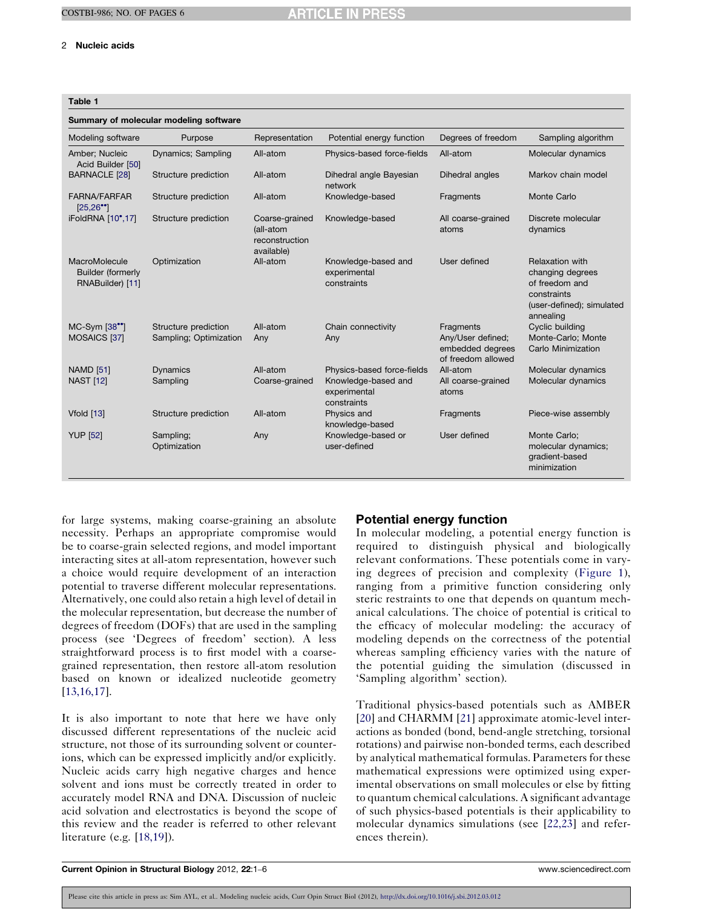**Table 1**

**Summary of molecular modeling software**

| Modeling software | Purpose | Representation | Potential energy function | Degrees of freedom | Sampling algorithm |
|---|---|---|---|---|---|
| Amber; Nucleic Acid Builder [50] | Dynamics; Sampling | All-atom | Physics-based force-fields | All-atom | Molecular dynamics |
| BARNACLE [28] | Structure prediction | All-atom | Dihedral angle Bayesian network | Dihedral angles | Markov chain model |
| FARNA/FARFAR [25,26••] | Structure prediction | All-atom | Knowledge-based | Fragments | Monte Carlo |
| iFoldRNA [10•,17] | Structure prediction | Coarse-grained (all-atom reconstruction available) | Knowledge-based | All coarse-grained atoms | Discrete molecular dynamics |
| MacroMolecule Builder (formerly RNABuilder) [11] | Optimization | All-atom | Knowledge-based and experimental constraints | User defined | Relaxation with changing degrees of freedom and constraints (user-defined); simulated annealing |
| MC-Sym [38••] | Structure prediction | All-atom | Chain connectivity | Fragments | Cyclic building |
| MOSAICS [37] | Sampling; Optimization | Any | Any | Any/User defined; embedded degrees of freedom allowed | Monte-Carlo; Monte Carlo Minimization |
| NAMD [51] | Dynamics | All-atom | Physics-based force-fields | All-atom | Molecular dynamics |
| NAST [12] | Sampling | Coarse-grained | Knowledge-based and experimental constraints | All coarse-grained atoms | Molecular dynamics |
| Vfold [13] | Structure prediction | All-atom | Physics and knowledge-based | Fragments | Piece-wise assembly |
| YUP [52] | Sampling; Optimization | Any | Knowledge-based or user-defined | User defined | Monte Carlo; molecular dynamics; gradient-based minimization |

for large systems, making coarse-graining an absolute necessity. Perhaps an appropriate compromise would be to coarse-grain selected regions, and model important interacting sites at all-atom representation, however such a choice would require development of an interaction potential to traverse different molecular representations. Alternatively, one could also retain a high level of detail in the molecular representation, but decrease the number of degrees of freedom (DOFs) that are used in the sampling process (see 'Degrees of freedom' section). A less straightforward process is to first model with a coarse-grained representation, then restore all-atom resolution based on known or idealized nucleotide geometry [13,16,17].

It is also important to note that here we have only discussed different representations of the nucleic acid structure, not those of its surrounding solvent or counterions, which can be expressed implicitly and/or explicitly. Nucleic acids carry high negative charges and hence solvent and ions must be correctly treated in order to accurately model RNA and DNA. Discussion of nucleic acid solvation and electrostatics is beyond the scope of this review and the reader is referred to other relevant literature (e.g. [18,19]).

## Potential energy function

In molecular modeling, a potential energy function is required to distinguish physical and biologically relevant conformations. These potentials come in varying degrees of precision and complexity (Figure 1), ranging from a primitive function considering only steric restraints to one that depends on quantum mechanical calculations. The choice of potential is critical to the efficacy of molecular modeling: the accuracy of modeling depends on the correctness of the potential whereas sampling efficiency varies with the nature of the potential guiding the simulation (discussed in 'Sampling algorithm' section).

Traditional physics-based potentials such as AMBER [20] and CHARMM [21] approximate atomic-level interactions as bonded (bond, bend-angle stretching, torsional rotations) and pairwise non-bonded terms, each described by analytical mathematical formulas. Parameters for these mathematical expressions were optimized using experimental observations on small molecules or else by fitting to quantum chemical calculations. A significant advantage of such physics-based potentials is their applicability to molecular dynamics simulations (see [22,23] and references therein).

Please cite this article in press as: Sim AYL, et al.. Modeling nucleic acids, Curr Opin Struct Biol (2012), http://dx.doi.org/10.1016/j.sbi.2012.03.012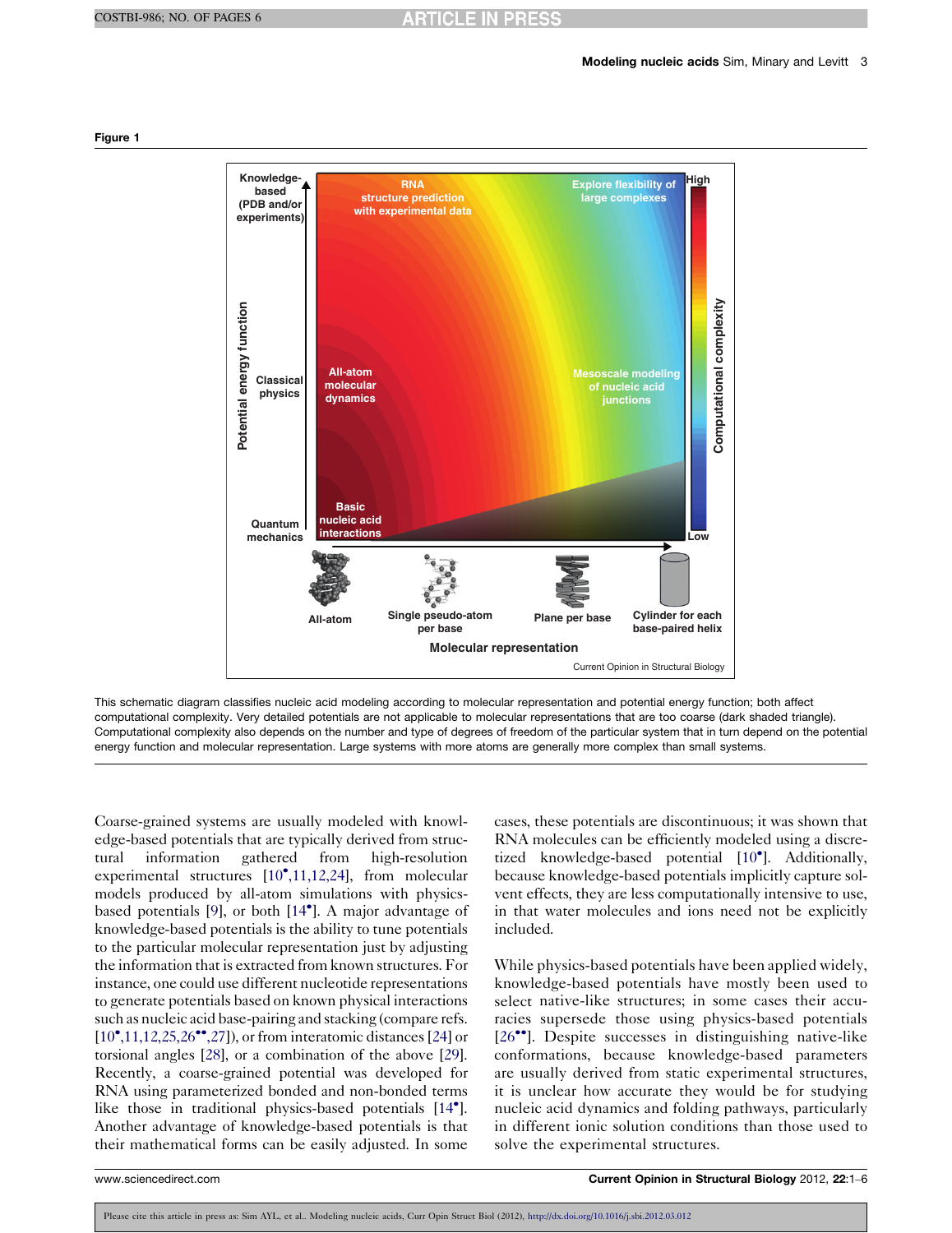**Figure 1**

This schematic diagram classifies nucleic acid modeling according to molecular representation and potential energy function; both affect computational complexity. Very detailed potentials are not applicable to molecular representations that are too coarse (dark shaded triangle). Computational complexity also depends on the number and type of degrees of freedom of the particular system that in turn depend on the potential energy function and molecular representation. Large systems with more atoms are generally more complex than small systems.

Coarse-grained systems are usually modeled with knowledge-based potentials that are typically derived from structural information gathered from high-resolution experimental structures [10•,11,12,24], from molecular models produced by all-atom simulations with physics-based potentials [9], or both [14•]. A major advantage of knowledge-based potentials is the ability to tune potentials to the particular molecular representation just by adjusting the information that is extracted from known structures. For instance, one could use different nucleotide representations to generate potentials based on known physical interactions such as nucleic acid base-pairing and stacking (compare refs. [10•,11,12,25,26••,27]), or from interatomic distances [24] or torsional angles [28], or a combination of the above [29]. Recently, a coarse-grained potential was developed for RNA using parameterized bonded and non-bonded terms like those in traditional physics-based potentials [14•]. Another advantage of knowledge-based potentials is that their mathematical forms can be easily adjusted. In some cases, these potentials are discontinuous; it was shown that RNA molecules can be efficiently modeled using a discretized knowledge-based potential [10•]. Additionally, because knowledge-based potentials implicitly capture solvent effects, they are less computationally intensive to use, in that water molecules and ions need not be explicitly included.

While physics-based potentials have been applied widely, knowledge-based potentials have mostly been used to select native-like structures; in some cases their accuracies supersede those using physics-based potentials [26••]. Despite successes in distinguishing native-like conformations, because knowledge-based parameters are usually derived from static experimental structures, it is unclear how accurate they would be for studying nucleic acid dynamics and folding pathways, particularly in different ionic solution conditions than those used to solve the experimental structures.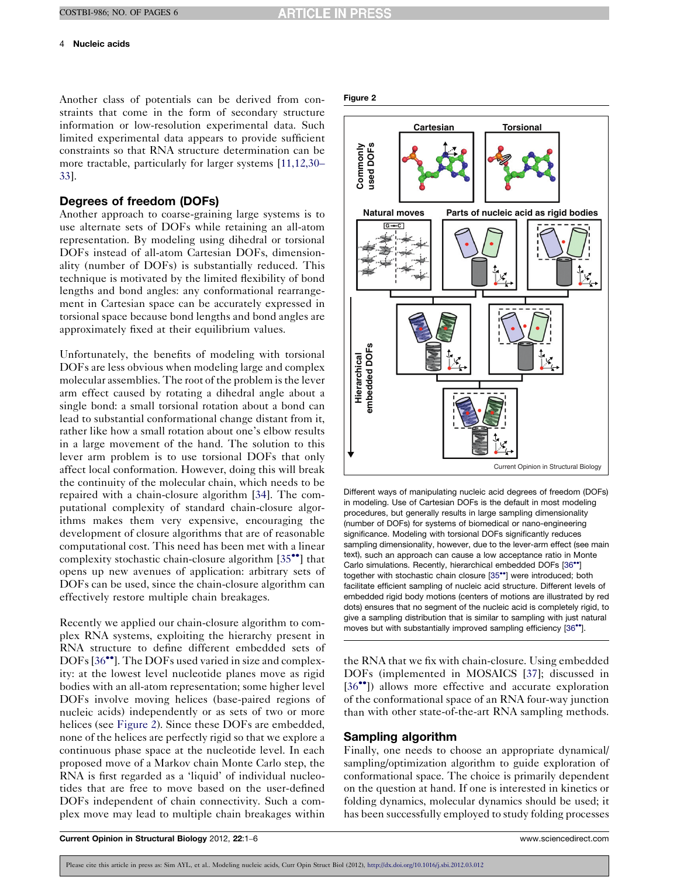Another class of potentials can be derived from constraints that come in the form of secondary structure information or low-resolution experimental data. Such limited experimental data appears to provide sufficient constraints so that RNA structure determination can be more tractable, particularly for larger systems [11,12,30–33].

## Degrees of freedom (DOFs)

Another approach to coarse-graining large systems is to use alternate sets of DOFs while retaining an all-atom representation. By modeling using dihedral or torsional DOFs instead of all-atom Cartesian DOFs, dimensionality (number of DOFs) is substantially reduced. This technique is motivated by the limited flexibility of bond lengths and bond angles: any conformational rearrangement in Cartesian space can be accurately expressed in torsional space because bond lengths and bond angles are approximately fixed at their equilibrium values.

Unfortunately, the benefits of modeling with torsional DOFs are less obvious when modeling large and complex molecular assemblies. The root of the problem is the lever arm effect caused by rotating a dihedral angle about a single bond: a small torsional rotation about a bond can lead to substantial conformational change distant from it, rather like how a small rotation about one's elbow results in a large movement of the hand. The solution to this lever arm problem is to use torsional DOFs that only affect local conformation. However, doing this will break the continuity of the molecular chain, which needs to be repaired with a chain-closure algorithm [34]. The computational complexity of standard chain-closure algorithms makes them very expensive, encouraging the development of closure algorithms that are of reasonable computational cost. This need has been met with a linear complexity stochastic chain-closure algorithm [35••] that opens up new avenues of application: arbitrary sets of DOFs can be used, since the chain-closure algorithm can effectively restore multiple chain breakages.

Recently we applied our chain-closure algorithm to complex RNA systems, exploiting the hierarchy present in RNA structure to define different embedded sets of DOFs [36••]. The DOFs used varied in size and complexity: at the lowest level nucleotide planes move as rigid bodies with an all-atom representation; some higher level DOFs involve moving helices (base-paired regions of nucleic acids) independently or as sets of two or more helices (see Figure 2). Since these DOFs are embedded, none of the helices are perfectly rigid so that we explore a continuous phase space at the nucleotide level. In each proposed move of a Markov chain Monte Carlo step, the RNA is first regarded as a 'liquid' of individual nucleotides that are free to move based on the user-defined DOFs independent of chain connectivity. Such a complex move may lead to multiple chain breakages within the RNA that we fix with chain-closure. Using embedded DOFs (implemented in MOSAICS [37]; discussed in [36••]) allows more effective and accurate exploration of the conformational space of an RNA four-way junction than with other state-of-the-art RNA sampling methods.

**Figure 2**

Cartesian
Torsional
Commonly used DOFs
Natural moves
G–C
Parts of nucleic acid as rigid bodies
Hierarchical embedded DOFs

Different ways of manipulating nucleic acid degrees of freedom (DOFs) in modeling. Use of Cartesian DOFs is the default in most modeling procedures, but generally results in large sampling dimensionality (number of DOFs) for systems of biomedical or nano-engineering significance. Modeling with torsional DOFs significantly reduces sampling dimensionality, however, due to the lever-arm effect (see main text), such an approach can cause a low acceptance ratio in Monte Carlo simulations. Recently, hierarchical embedded DOFs [36••] together with stochastic chain closure [35••] were introduced; both facilitate efficient sampling of nucleic acid structure. Different levels of embedded rigid body motions (centers of motions are illustrated by red dots) ensures that no segment of the nucleic acid is completely rigid, to give a sampling distribution that is similar to sampling with just natural moves but with substantially improved sampling efficiency [36••].

## Sampling algorithm

Finally, one needs to choose an appropriate dynamical/sampling/optimization algorithm to guide exploration of conformational space. The choice is primarily dependent on the question at hand. If one is interested in kinetics or folding dynamics, molecular dynamics should be used; it has been successfully employed to study folding processes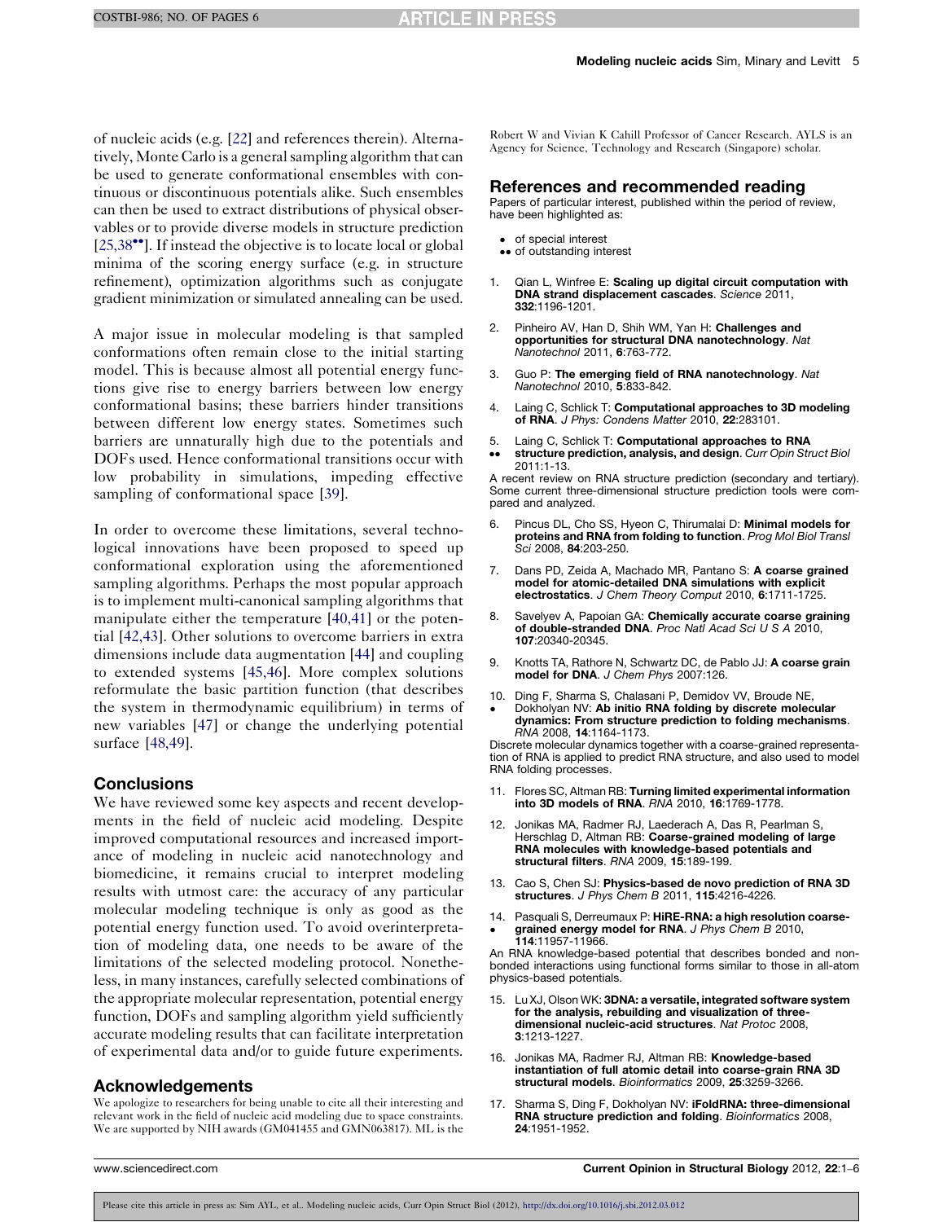of nucleic acids (e.g. [22] and references therein). Alternatively, Monte Carlo is a general sampling algorithm that can be used to generate conformational ensembles with continuous or discontinuous potentials alike. Such ensembles can then be used to extract distributions of physical observables or to provide diverse models in structure prediction [25,38••]. If instead the objective is to locate local or global minima of the scoring energy surface (e.g. in structure refinement), optimization algorithms such as conjugate gradient minimization or simulated annealing can be used.

A major issue in molecular modeling is that sampled conformations often remain close to the initial starting model. This is because almost all potential energy functions give rise to energy barriers between low energy conformational basins; these barriers hinder transitions between different low energy states. Sometimes such barriers are unnaturally high due to the potentials and DOFs used. Hence conformational transitions occur with low probability in simulations, impeding effective sampling of conformational space [39].

In order to overcome these limitations, several technological innovations have been proposed to speed up conformational exploration using the aforementioned sampling algorithms. Perhaps the most popular approach is to implement multi-canonical sampling algorithms that manipulate either the temperature [40,41] or the potential [42,43]. Other solutions to overcome barriers in extra dimensions include data augmentation [44] and coupling to extended systems [45,46]. More complex solutions reformulate the basic partition function (that describes the system in thermodynamic equilibrium) in terms of new variables [47] or change the underlying potential surface [48,49].

## Conclusions

We have reviewed some key aspects and recent developments in the field of nucleic acid modeling. Despite improved computational resources and increased importance of modeling in nucleic acid nanotechnology and biomedicine, it remains crucial to interpret modeling results with utmost care: the accuracy of any particular molecular modeling technique is only as good as the potential energy function used. To avoid overinterpretation of modeling data, one needs to be aware of the limitations of the selected modeling protocol. Nonetheless, in many instances, carefully selected combinations of the appropriate molecular representation, potential energy function, DOFs and sampling algorithm yield sufficiently accurate modeling results that can facilitate interpretation of experimental data and/or to guide future experiments.

## Acknowledgements

We apologize to researchers for being unable to cite all their interesting and relevant work in the field of nucleic acid modeling due to space constraints. We are supported by NIH awards (GM041455 and GMN063817). ML is the Robert W and Vivian K Cahill Professor of Cancer Research. AYLS is an Agency for Science, Technology and Research (Singapore) scholar.

## References and recommended reading

Papers of particular interest, published within the period of review, have been highlighted as:

- • of special interest
- •• of outstanding interest

1. Qian L, Winfree E: **Scaling up digital circuit computation with DNA strand displacement cascades**. *Science* 2011, **332**:1196-1201.

2. Pinheiro AV, Han D, Shih WM, Yan H: **Challenges and opportunities for structural DNA nanotechnology**. *Nat Nanotechnol* 2011, **6**:763-772.

3. Guo P: **The emerging field of RNA nanotechnology**. *Nat Nanotechnol* 2010, **5**:833-842.

4. Laing C, Schlick T: **Computational approaches to 3D modeling of RNA**. *J Phys: Condens Matter* 2010, **22**:283101.

5. •• Laing C, Schlick T: **Computational approaches to RNA structure prediction, analysis, and design**. *Curr Opin Struct Biol* 2011:1-13.
A recent review on RNA structure prediction (secondary and tertiary). Some current three-dimensional structure prediction tools were compared and analyzed.

6. Pincus DL, Cho SS, Hyeon C, Thirumalai D: **Minimal models for proteins and RNA from folding to function**. *Prog Mol Biol Transl Sci* 2008, **84**:203-250.

7. Dans PD, Zeida A, Machado MR, Pantano S: **A coarse grained model for atomic-detailed DNA simulations with explicit electrostatics**. *J Chem Theory Comput* 2010, **6**:1711-1725.

8. Savelyev A, Papoian GA: **Chemically accurate coarse graining of double-stranded DNA**. *Proc Natl Acad Sci U S A* 2010, **107**:20340-20345.

9. Knotts TA, Rathore N, Schwartz DC, de Pablo JJ: **A coarse grain model for DNA**. *J Chem Phys* 2007:126.

10. • Ding F, Sharma S, Chalasani P, Demidov VV, Broude NE, Dokholyan NV: **Ab initio RNA folding by discrete molecular dynamics: From structure prediction to folding mechanisms**. *RNA* 2008, **14**:1164-1173.
Discrete molecular dynamics together with a coarse-grained representation of RNA is applied to predict RNA structure, and also used to model RNA folding processes.

11. Flores SC, Altman RB: **Turning limited experimental information into 3D models of RNA**. *RNA* 2010, **16**:1769-1778.

12. Jonikas MA, Radmer RJ, Laederach A, Das R, Pearlman S, Herschlag D, Altman RB: **Coarse-grained modeling of large RNA molecules with knowledge-based potentials and structural filters**. *RNA* 2009, **15**:189-199.

13. Cao S, Chen SJ: **Physics-based de novo prediction of RNA 3D structures**. *J Phys Chem B* 2011, **115**:4216-4226.

14. • Pasquali S, Derreumaux P: **HiRE-RNA: a high resolution coarse-grained energy model for RNA**. *J Phys Chem B* 2010, **114**:11957-11966.
An RNA knowledge-based potential that describes bonded and nonbonded interactions using functional forms similar to those in all-atom physics-based potentials.

15. Lu XJ, Olson WK: **3DNA: a versatile, integrated software system for the analysis, rebuilding and visualization of three-dimensional nucleic-acid structures**. *Nat Protoc* 2008, **3**:1213-1227.

16. Jonikas MA, Radmer RJ, Altman RB: **Knowledge-based instantiation of full atomic detail into coarse-grain RNA 3D structural models**. *Bioinformatics* 2009, **25**:3259-3266.

17. Sharma S, Ding F, Dokholyan NV: **iFoldRNA: three-dimensional RNA structure prediction and folding**. *Bioinformatics* 2008, **24**:1951-1952.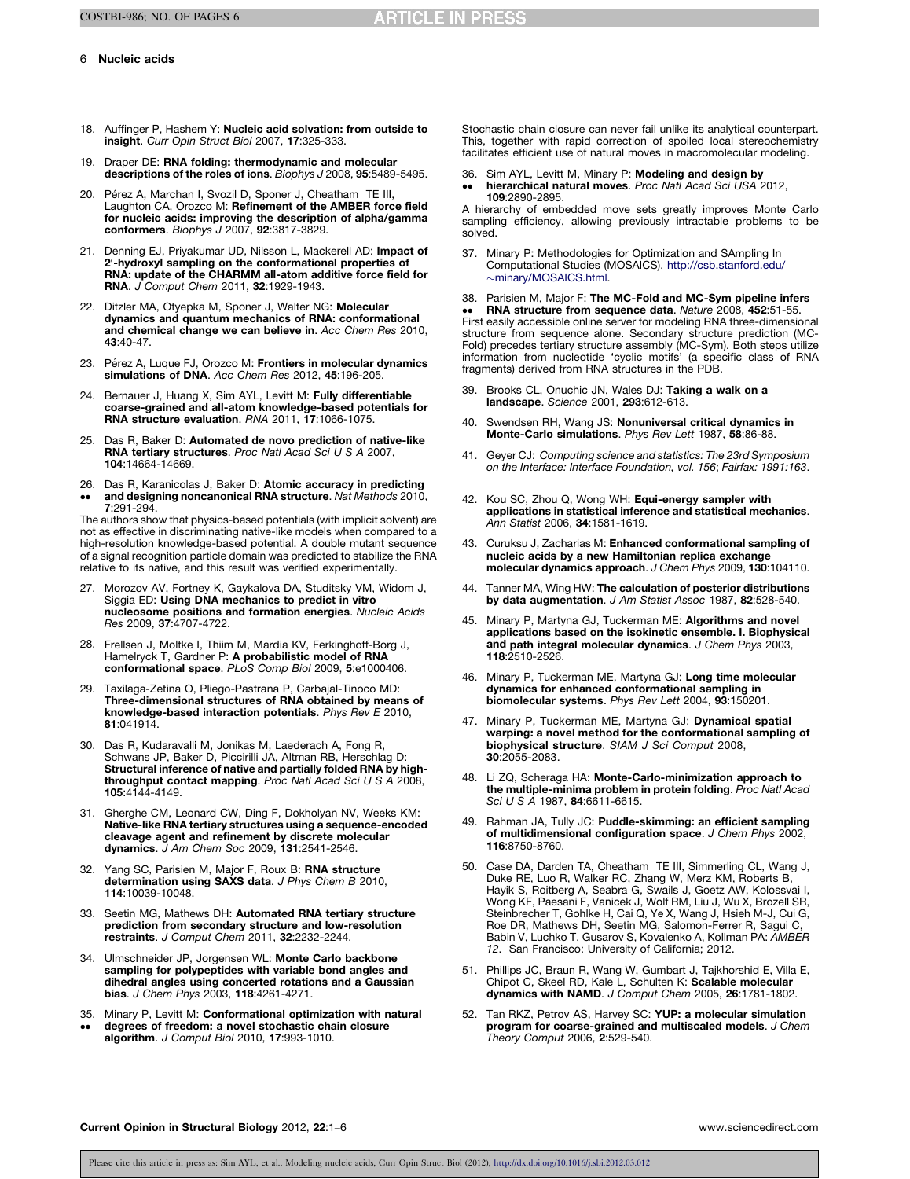18. Auffinger P, Hashem Y: **Nucleic acid solvation: from outside to insight**. *Curr Opin Struct Biol* 2007, **17**:325-333.

19. Draper DE: **RNA folding: thermodynamic and molecular descriptions of the roles of ions**. *Biophys J* 2008, **95**:5489-5495.

20. Pérez A, Marchan I, Svozil D, Sponer J, Cheatham TE III, Laughton CA, Orozco M: **Refinement of the AMBER force field for nucleic acids: improving the description of alpha/gamma conformers**. *Biophys J* 2007, **92**:3817-3829.

21. Denning EJ, Priyakumar UD, Nilsson L, Mackerell AD: **Impact of 2′-hydroxyl sampling on the conformational properties of RNA: update of the CHARMM all-atom additive force field for RNA**. *J Comput Chem* 2011, **32**:1929-1943.

22. Ditzler MA, Otyepka M, Sponer J, Walter NG: **Molecular dynamics and quantum mechanics of RNA: conformational and chemical change we can believe in**. *Acc Chem Res* 2010, **43**:40-47.

23. Pérez A, Luque FJ, Orozco M: **Frontiers in molecular dynamics simulations of DNA**. *Acc Chem Res* 2012, **45**:196-205.

24. Bernauer J, Huang X, Sim AYL, Levitt M: **Fully differentiable coarse-grained and all-atom knowledge-based potentials for RNA structure evaluation**. *RNA* 2011, **17**:1066-1075.

25. Das R, Baker D: **Automated de novo prediction of native-like RNA tertiary structures**. *Proc Natl Acad Sci U S A* 2007, **104**:14664-14669.

26. •• Das R, Karanicolas J, Baker D: **Atomic accuracy in predicting and designing noncanonical RNA structure**. *Nat Methods* 2010, **7**:291-294.

The authors show that physics-based potentials (with implicit solvent) are not as effective in discriminating native-like models when compared to a high-resolution knowledge-based potential. A double mutant sequence of a signal recognition particle domain was predicted to stabilize the RNA relative to its native, and this result was verified experimentally.

27. Morozov AV, Fortney K, Gaykalova DA, Studitsky VM, Widom J, Siggia ED: **Using DNA mechanics to predict in vitro nucleosome positions and formation energies**. *Nucleic Acids Res* 2009, **37**:4707-4722.

28. Frellsen J, Moltke I, Thiim M, Mardia KV, Ferkinghoff-Borg J, Hamelryck T, Gardner P: **A probabilistic model of RNA conformational space**. *PLoS Comp Biol* 2009, **5**:e1000406.

29. Taxilaga-Zetina O, Pliego-Pastrana P, Carbajal-Tinoco MD: **Three-dimensional structures of RNA obtained by means of knowledge-based interaction potentials**. *Phys Rev E* 2010, **81**:041914.

30. Das R, Kudaravalli M, Jonikas M, Laederach A, Fong R, Schwans JP, Baker D, Piccirilli JA, Altman RB, Herschlag D: **Structural inference of native and partially folded RNA by high-throughput contact mapping**. *Proc Natl Acad Sci U S A* 2008, **105**:4144-4149.

31. Gherghe CM, Leonard CW, Ding F, Dokholyan NV, Weeks KM: **Native-like RNA tertiary structures using a sequence-encoded cleavage agent and refinement by discrete molecular dynamics**. *J Am Chem Soc* 2009, **131**:2541-2546.

32. Yang SC, Parisien M, Major F, Roux B: **RNA structure determination using SAXS data**. *J Phys Chem B* 2010, **114**:10039-10048.

33. Seetin MG, Mathews DH: **Automated RNA tertiary structure prediction from secondary structure and low-resolution restraints**. *J Comput Chem* 2011, **32**:2232-2244.

34. Ulmschneider JP, Jorgensen WL: **Monte Carlo backbone sampling for polypeptides with variable bond angles and dihedral angles using concerted rotations and a Gaussian bias**. *J Chem Phys* 2003, **118**:4261-4271.

35. •• Minary P, Levitt M: **Conformational optimization with natural degrees of freedom: a novel stochastic chain closure algorithm**. *J Comput Biol* 2010, **17**:993-1010.

Stochastic chain closure can never fail unlike its analytical counterpart. This, together with rapid correction of spoiled local stereochemistry facilitates efficient use of natural moves in macromolecular modeling.

36. •• Sim AYL, Levitt M, Minary P: **Modeling and design by hierarchical natural moves**. *Proc Natl Acad Sci USA* 2012, **109**:2890-2895.

A hierarchy of embedded move sets greatly improves Monte Carlo sampling efficiency, allowing previously intractable problems to be solved.

37. Minary P: Methodologies for Optimization and SAmpling In Computational Studies (MOSAICS), http://csb.stanford.edu/~minary/MOSAICS.html.

38. •• Parisien M, Major F: **The MC-Fold and MC-Sym pipeline infers RNA structure from sequence data**. *Nature* 2008, **452**:51-55.

First easily accessible online server for modeling RNA three-dimensional structure from sequence alone. Secondary structure prediction (MC-Fold) precedes tertiary structure assembly (MC-Sym). Both steps utilize information from nucleotide 'cyclic motifs' (a specific class of RNA fragments) derived from RNA structures in the PDB.

39. Brooks CL, Onuchic JN, Wales DJ: **Taking a walk on a landscape**. *Science* 2001, **293**:612-613.

40. Swendsen RH, Wang JS: **Nonuniversal critical dynamics in Monte-Carlo simulations**. *Phys Rev Lett* 1987, **58**:86-88.

41. Geyer CJ: *Computing science and statistics: The 23rd Symposium on the Interface: Interface Foundation, vol. 156; Fairfax: 1991:163*.

42. Kou SC, Zhou Q, Wong WH: **Equi-energy sampler with applications in statistical inference and statistical mechanics**. *Ann Statist* 2006, **34**:1581-1619.

43. Curuksu J, Zacharias M: **Enhanced conformational sampling of nucleic acids by a new Hamiltonian replica exchange molecular dynamics approach**. *J Chem Phys* 2009, **130**:104110.

44. Tanner MA, Wing HW: **The calculation of posterior distributions by data augmentation**. *J Am Statist Assoc* 1987, **82**:528-540.

45. Minary P, Martyna GJ, Tuckerman ME: **Algorithms and novel applications based on the isokinetic ensemble. I. Biophysical and path integral molecular dynamics**. *J Chem Phys* 2003, **118**:2510-2526.

46. Minary P, Tuckerman ME, Martyna GJ: **Long time molecular dynamics for enhanced conformational sampling in biomolecular systems**. *Phys Rev Lett* 2004, **93**:150201.

47. Minary P, Tuckerman ME, Martyna GJ: **Dynamical spatial warping: a novel method for the conformational sampling of biophysical structure**. *SIAM J Sci Comput* 2008, **30**:2055-2083.

48. Li ZQ, Scheraga HA: **Monte-Carlo-minimization approach to the multiple-minima problem in protein folding**. *Proc Natl Acad Sci U S A* 1987, **84**:6611-6615.

49. Rahman JA, Tully JC: **Puddle-skimming: an efficient sampling of multidimensional configuration space**. *J Chem Phys* 2002, **116**:8750-8760.

50. Case DA, Darden TA, Cheatham TE III, Simmerling CL, Wang J, Duke RE, Luo R, Walker RC, Zhang W, Merz KM, Roberts B, Hayik S, Roitberg A, Seabra G, Swails J, Goetz AW, Kolossvai I, Wong KF, Paesani F, Vanicek J, Wolf RM, Liu J, Wu X, Brozell SR, Steinbrecher T, Gohlke H, Cai Q, Ye X, Wang J, Hsieh M-J, Cui G, Roe DR, Mathews DH, Seetin MG, Salomon-Ferrer R, Sagui C, Babin V, Luchko T, Gusarov S, Kovalenko A, Kollman PA: *AMBER 12*. San Francisco: University of California; 2012.

51. Phillips JC, Braun R, Wang W, Gumbart J, Tajkhorshid E, Villa E, Chipot C, Skeel RD, Kale L, Schulten K: **Scalable molecular dynamics with NAMD**. *J Comput Chem* 2005, **26**:1781-1802.

52. Tan RKZ, Petrov AS, Harvey SC: **YUP: a molecular simulation program for coarse-grained and multiscaled models**. *J Chem Theory Comput* 2006, **2**:529-540.